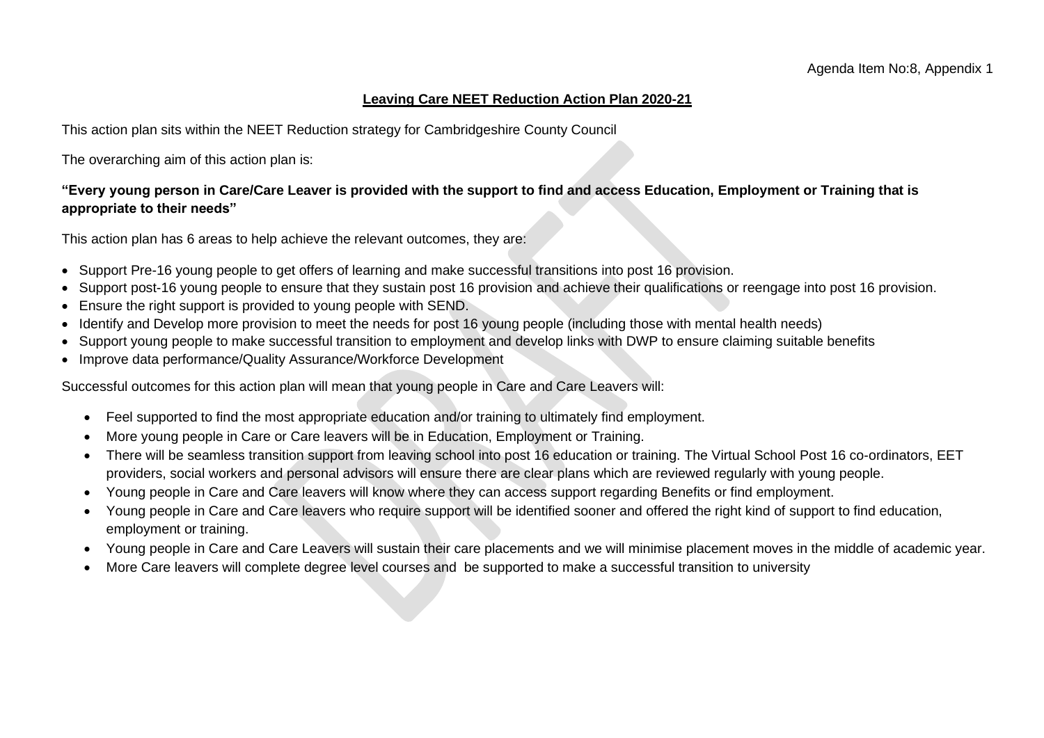Agenda Item No:8, Appendix 1

# Leaving Care NEET Reduction Action Plan 2020-21

This action plan sits within the NEET Reduction strategy for Cambridgeshire County Council

The overarching aim of this action plan is:

**"Every young person in Care/Care Leaver is provided with the support to find and access Education, Employment or Training that is appropriate to their needs"**

This action plan has 6 areas to help achieve the relevant outcomes, they are:

- Support Pre-16 young people to get offers of learning and make successful transitions into post 16 provision.
- Support post-16 young people to ensure that they sustain post 16 provision and achieve their qualifications or reengage into post 16 provision.
- Ensure the right support is provided to young people with SEND.
- Identify and Develop more provision to meet the needs for post 16 young people (including those with mental health needs)
- Support young people to make successful transition to employment and develop links with DWP to ensure claiming suitable benefits
- Improve data performance/Quality Assurance/Workforce Development

Successful outcomes for this action plan will mean that young people in Care and Care Leavers will:

- Feel supported to find the most appropriate education and/or training to ultimately find employment.
- More young people in Care or Care leavers will be in Education, Employment or Training.
- There will be seamless transition support from leaving school into post 16 education or training. The Virtual School Post 16 co-ordinators, EET providers, social workers and personal advisors will ensure there are clear plans which are reviewed regularly with young people.
- Young people in Care and Care leavers will know where they can access support regarding Benefits or find employment.
- Young people in Care and Care leavers who require support will be identified sooner and offered the right kind of support to find education, employment or training.
- Young people in Care and Care Leavers will sustain their care placements and we will minimise placement moves in the middle of academic year.
- More Care leavers will complete degree level courses and be supported to make a successful transition to university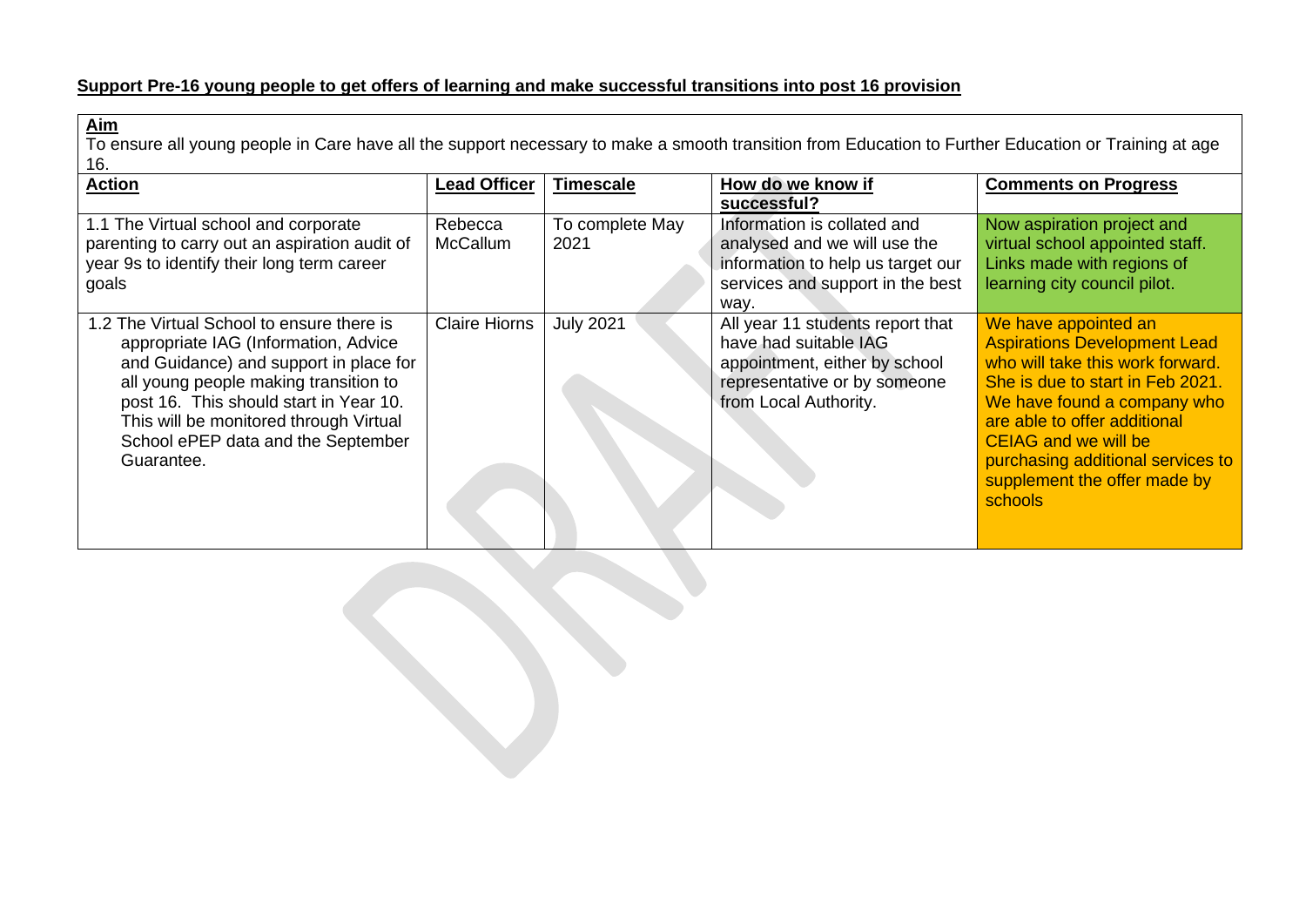**Support Pre-16 young people to get offers of learning and make successful transitions into post 16 provision**

**Aim**
To ensure all young people in Care have all the support necessary to make a smooth transition from Education to Further Education or Training at age 16.

| **Action** | **Lead Officer** | **Timescale** | **How do we know if successful?** | **Comments on Progress** |
|---|---|---|---|---|
| 1.1 The Virtual school and corporate parenting to carry out an aspiration audit of year 9s to identify their long term career goals | Rebecca McCallum | To complete May 2021 | Information is collated and analysed and we will use the information to help us target our services and support in the best way. | Now aspiration project and virtual school appointed staff. Links made with regions of learning city council pilot. |
| 1.2 The Virtual School to ensure there is appropriate IAG (Information, Advice and Guidance) and support in place for all young people making transition to post 16. This should start in Year 10. This will be monitored through Virtual School ePEP data and the September Guarantee. | Claire Hiorns | July 2021 | All year 11 students report that have had suitable IAG appointment, either by school representative or by someone from Local Authority. | We have appointed an Aspirations Development Lead who will take this work forward. She is due to start in Feb 2021. We have found a company who are able to offer additional CEIAG and we will be purchasing additional services to supplement the offer made by schools |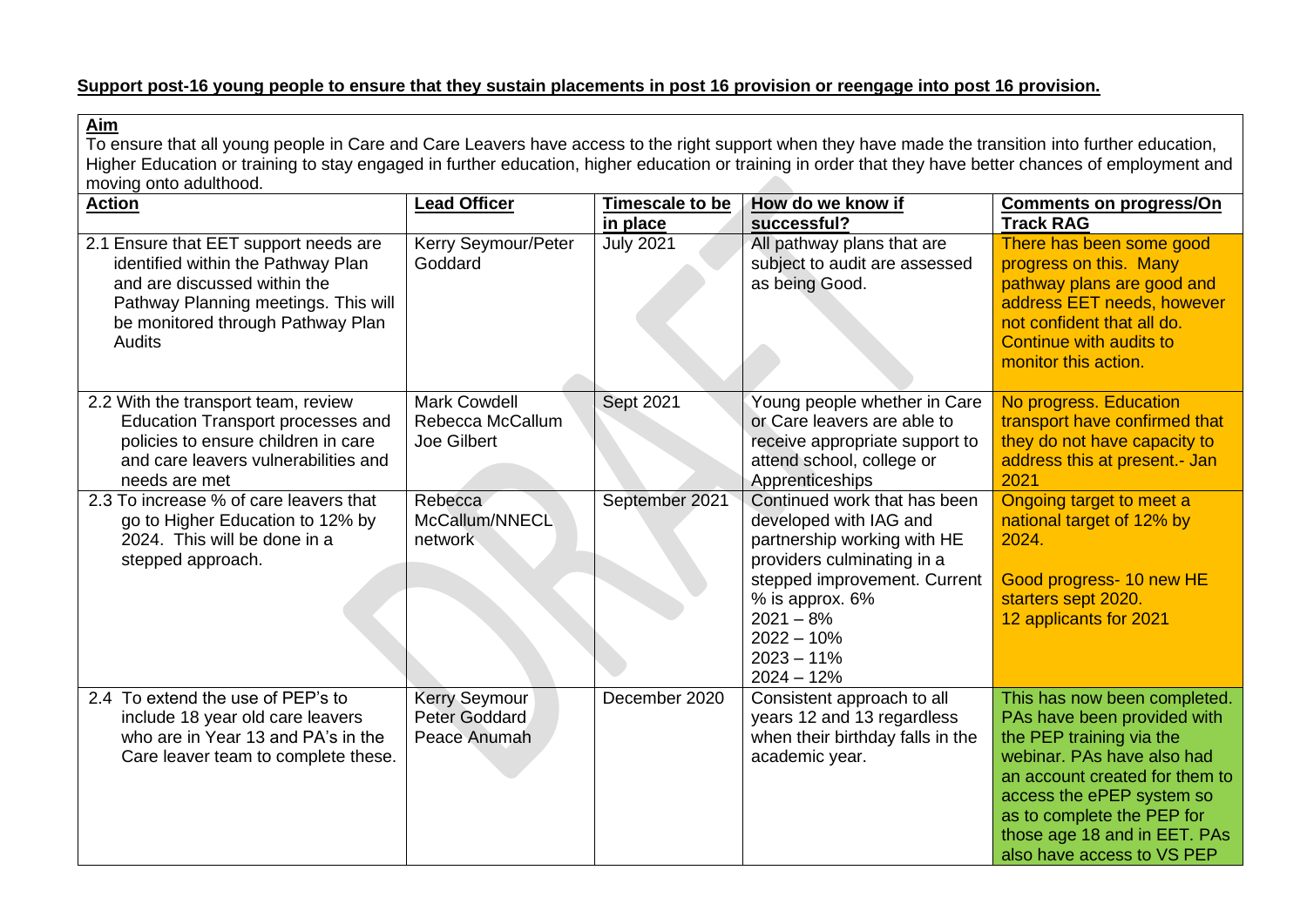**Support post-16 young people to ensure that they sustain placements in post 16 provision or reengage into post 16 provision.**

**Aim**

To ensure that all young people in Care and Care Leavers have access to the right support when they have made the transition into further education, Higher Education or training to stay engaged in further education, higher education or training in order that they have better chances of employment and moving onto adulthood.

| **Action** | **Lead Officer** | **Timescale to be in place** | **How do we know if successful?** | **Comments on progress/On Track RAG** |
|---|---|---|---|---|
| 2.1 Ensure that EET support needs are identified within the Pathway Plan and are discussed within the Pathway Planning meetings. This will be monitored through Pathway Plan Audits | Kerry Seymour/Peter Goddard | July 2021 | All pathway plans that are subject to audit are assessed as being Good. | There has been some good progress on this. Many pathway plans are good and address EET needs, however not confident that all do. Continue with audits to monitor this action. |
| 2.2 With the transport team, review Education Transport processes and policies to ensure children in care and care leavers vulnerabilities and needs are met | Mark Cowdell<br>Rebecca McCallum<br>Joe Gilbert | Sept 2021 | Young people whether in Care or Care leavers are able to receive appropriate support to attend school, college or Apprenticeships | No progress. Education transport have confirmed that they do not have capacity to address this at present.- Jan 2021 |
| 2.3 To increase % of care leavers that go to Higher Education to 12% by 2024. This will be done in a stepped approach. | Rebecca McCallum/NNECL network | September 2021 | Continued work that has been developed with IAG and partnership working with HE providers culminating in a stepped improvement. Current % is approx. 6%<br>2021 – 8%<br>2022 – 10%<br>2023 – 11%<br>2024 – 12% | Ongoing target to meet a national target of 12% by 2024.<br><br>Good progress- 10 new HE starters sept 2020.<br>12 applicants for 2021 |
| 2.4 To extend the use of PEP's to include 18 year old care leavers who are in Year 13 and PA's in the Care leaver team to complete these. | Kerry Seymour<br>Peter Goddard<br>Peace Anumah | December 2020 | Consistent approach to all years 12 and 13 regardless when their birthday falls in the academic year. | This has now been completed. PAs have been provided with the PEP training via the webinar. PAs have also had an account created for them to access the ePEP system so as to complete the PEP for those age 18 and in EET. PAs also have access to VS PEP |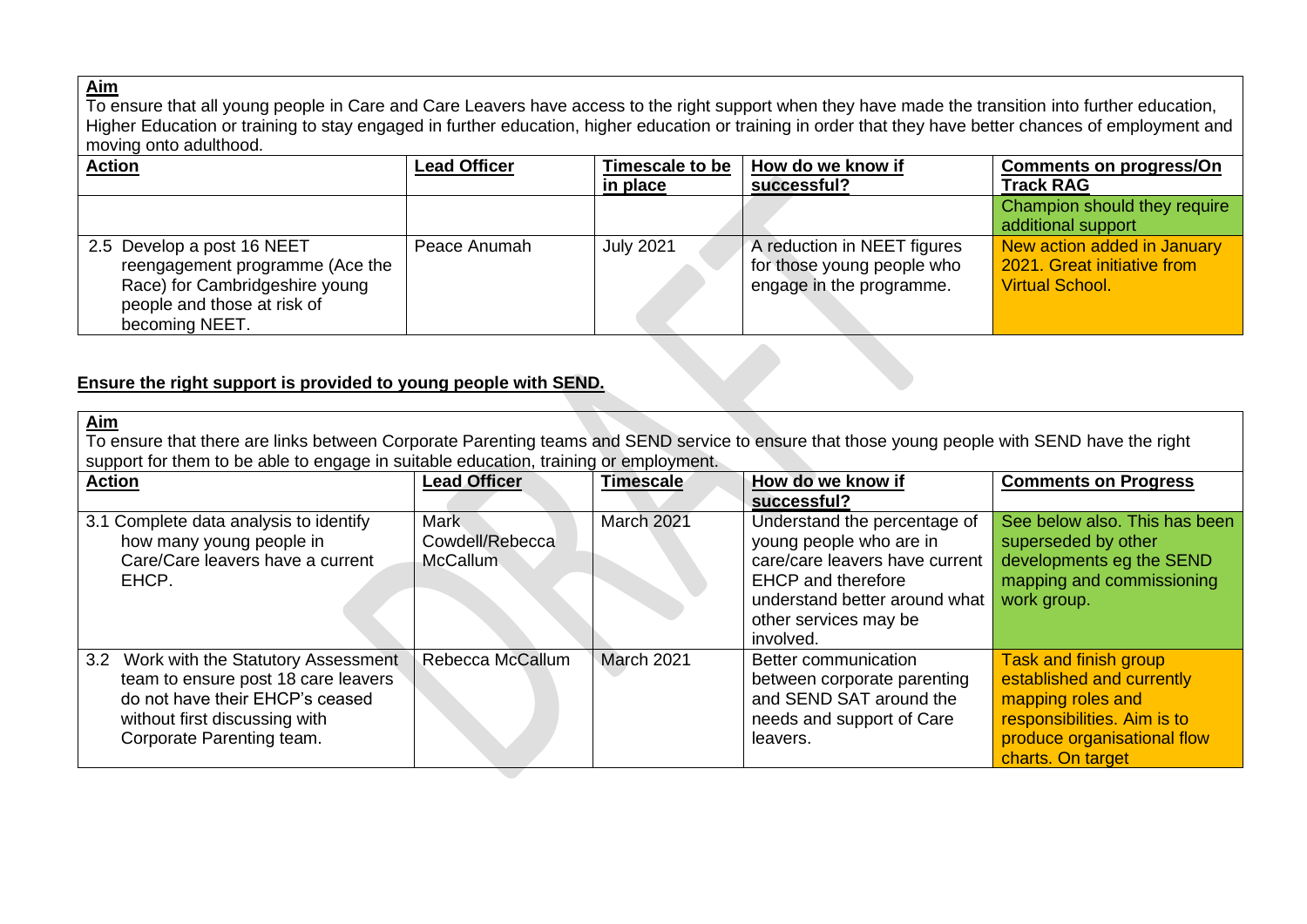**Aim**

To ensure that all young people in Care and Care Leavers have access to the right support when they have made the transition into further education, Higher Education or training to stay engaged in further education, higher education or training in order that they have better chances of employment and moving onto adulthood.

| Action | Lead Officer | Timescale to be in place | How do we know if successful? | Comments on progress/On Track RAG |
|---|---|---|---|---|
| | | | | Champion should they require additional support |
| 2.5 Develop a post 16 NEET reengagement programme (Ace the Race) for Cambridgeshire young people and those at risk of becoming NEET. | Peace Anumah | July 2021 | A reduction in NEET figures for those young people who engage in the programme. | New action added in January 2021. Great initiative from Virtual School. |

**Ensure the right support is provided to young people with SEND.**

**Aim**

To ensure that there are links between Corporate Parenting teams and SEND service to ensure that those young people with SEND have the right support for them to be able to engage in suitable education, training or employment.

| Action | Lead Officer | Timescale | How do we know if successful? | Comments on Progress |
|---|---|---|---|---|
| 3.1 Complete data analysis to identify how many young people in Care/Care leavers have a current EHCP. | Mark Cowdell/Rebecca McCallum | March 2021 | Understand the percentage of young people who are in care/care leavers have current EHCP and therefore understand better around what other services may be involved. | See below also. This has been superseded by other developments eg the SEND mapping and commissioning work group. |
| 3.2 Work with the Statutory Assessment team to ensure post 18 care leavers do not have their EHCP's ceased without first discussing with Corporate Parenting team. | Rebecca McCallum | March 2021 | Better communication between corporate parenting and SEND SAT around the needs and support of Care leavers. | Task and finish group established and currently mapping roles and responsibilities. Aim is to produce organisational flow charts. On target |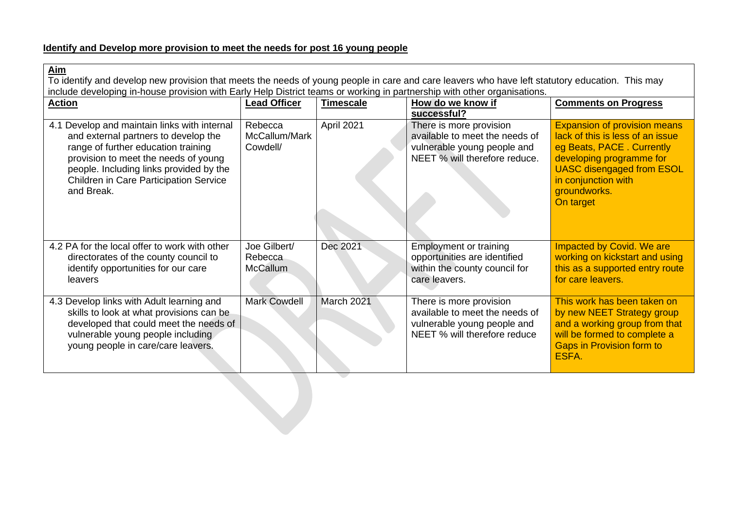**Identify and Develop more provision to meet the needs for post 16 young people**

**Aim**
To identify and develop new provision that meets the needs of young people in care and care leavers who have left statutory education. This may include developing in-house provision with Early Help District teams or working in partnership with other organisations.

| **Action** | **Lead Officer** | **Timescale** | **How do we know if successful?** | **Comments on Progress** |
|---|---|---|---|---|
| 4.1 Develop and maintain links with internal and external partners to develop the range of further education training provision to meet the needs of young people. Including links provided by the Children in Care Participation Service and Break. | Rebecca McCallum/Mark Cowdell/ | April 2021 | There is more provision available to meet the needs of vulnerable young people and NEET % will therefore reduce. | Expansion of provision means lack of this is less of an issue eg Beats, PACE . Currently developing programme for UASC disengaged from ESOL in conjunction with groundworks.<br>On target |
| 4.2 PA for the local offer to work with other directorates of the county council to identify opportunities for our care leavers | Joe Gilbert/ Rebecca McCallum | Dec 2021 | Employment or training opportunities are identified within the county council for care leavers. | Impacted by Covid. We are working on kickstart and using this as a supported entry route for care leavers. |
| 4.3 Develop links with Adult learning and skills to look at what provisions can be developed that could meet the needs of vulnerable young people including young people in care/care leavers. | Mark Cowdell | March 2021 | There is more provision available to meet the needs of vulnerable young people and NEET % will therefore reduce | This work has been taken on by new NEET Strategy group and a working group from that will be formed to complete a Gaps in Provision form to ESFA. |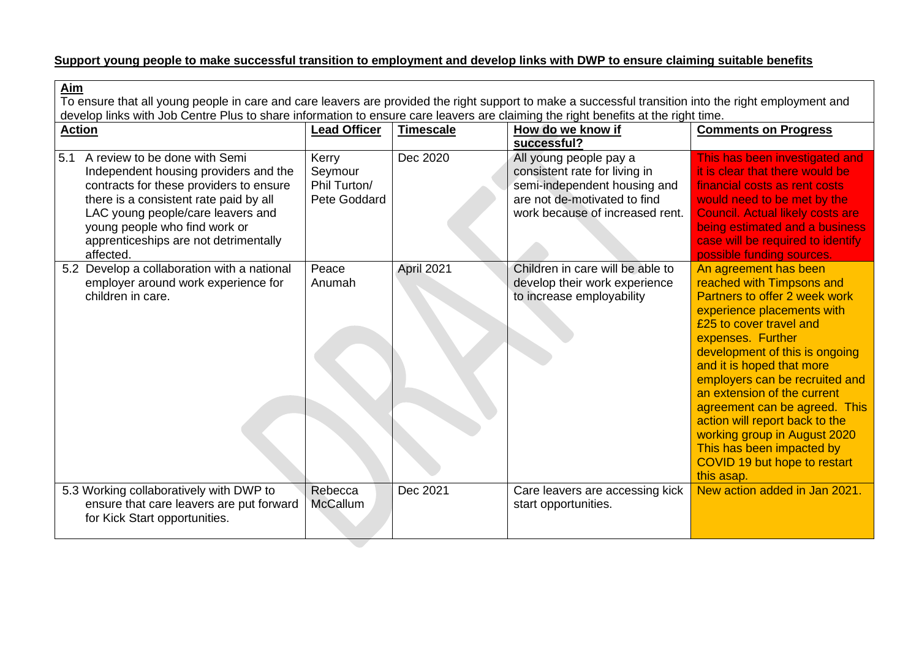**Support young people to make successful transition to employment and develop links with DWP to ensure claiming suitable benefits**

**Aim**

To ensure that all young people in care and care leavers are provided the right support to make a successful transition into the right employment and develop links with Job Centre Plus to share information to ensure care leavers are claiming the right benefits at the right time.

| Action | Lead Officer | Timescale | How do we know if successful? | Comments on Progress |
|---|---|---|---|---|
| 5.1 A review to be done with Semi Independent housing providers and the contracts for these providers to ensure there is a consistent rate paid by all LAC young people/care leavers and young people who find work or apprenticeships are not detrimentally affected. | Kerry Seymour Phil Turton/ Pete Goddard | Dec 2020 | All young people pay a consistent rate for living in semi-independent housing and are not de-motivated to find work because of increased rent. | This has been investigated and it is clear that there would be financial costs as rent costs would need to be met by the Council. Actual likely costs are being estimated and a business case will be required to identify possible funding sources. |
| 5.2 Develop a collaboration with a national employer around work experience for children in care. | Peace Anumah | April 2021 | Children in care will be able to develop their work experience to increase employability | An agreement has been reached with Timpsons and Partners to offer 2 week work experience placements with £25 to cover travel and expenses. Further development of this is ongoing and it is hoped that more employers can be recruited and an extension of the current agreement can be agreed. This action will report back to the working group in August 2020 This has been impacted by COVID 19 but hope to restart this asap. |
| 5.3 Working collaboratively with DWP to ensure that care leavers are put forward for Kick Start opportunities. | Rebecca McCallum | Dec 2021 | Care leavers are accessing kick start opportunities. | New action added in Jan 2021. |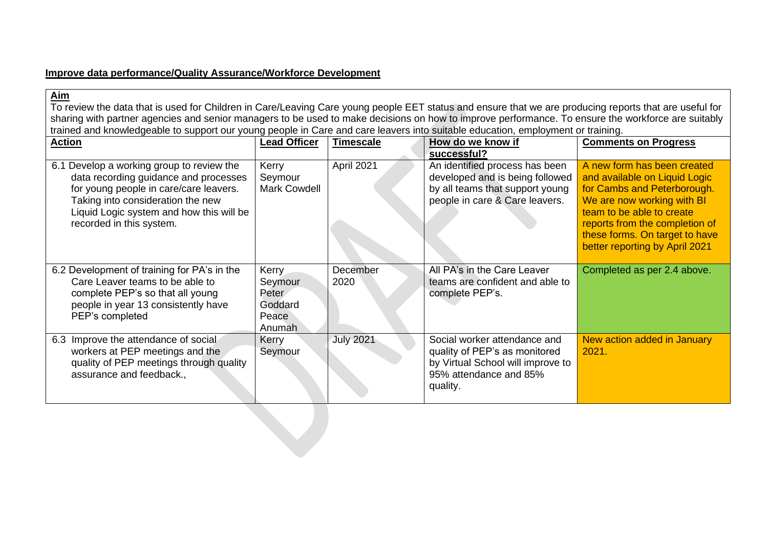**Improve data performance/Quality Assurance/Workforce Development**

**Aim**

To review the data that is used for Children in Care/Leaving Care young people EET status and ensure that we are producing reports that are useful for sharing with partner agencies and senior managers to be used to make decisions on how to improve performance. To ensure the workforce are suitably trained and knowledgeable to support our young people in Care and care leavers into suitable education, employment or training.

| Action | Lead Officer | Timescale | How do we know if successful? | Comments on Progress |
|---|---|---|---|---|
| 6.1 Develop a working group to review the data recording guidance and processes for young people in care/care leavers. Taking into consideration the new Liquid Logic system and how this will be recorded in this system. | Kerry Seymour Mark Cowdell | April 2021 | An identified process has been developed and is being followed by all teams that support young people in care & Care leavers. | A new form has been created and available on Liquid Logic for Cambs and Peterborough. We are now working with BI team to be able to create reports from the completion of these forms. On target to have better reporting by April 2021 |
| 6.2 Development of training for PA's in the Care Leaver teams to be able to complete PEP's so that all young people in year 13 consistently have PEP's completed | Kerry Seymour Peter Goddard Peace Anumah | December 2020 | All PA's in the Care Leaver teams are confident and able to complete PEP's. | Completed as per 2.4 above. |
| 6.3 Improve the attendance of social workers at PEP meetings and the quality of PEP meetings through quality assurance and feedback., | Kerry Seymour | July 2021 | Social worker attendance and quality of PEP's as monitored by Virtual School will improve to 95% attendance and 85% quality. | New action added in January 2021. |